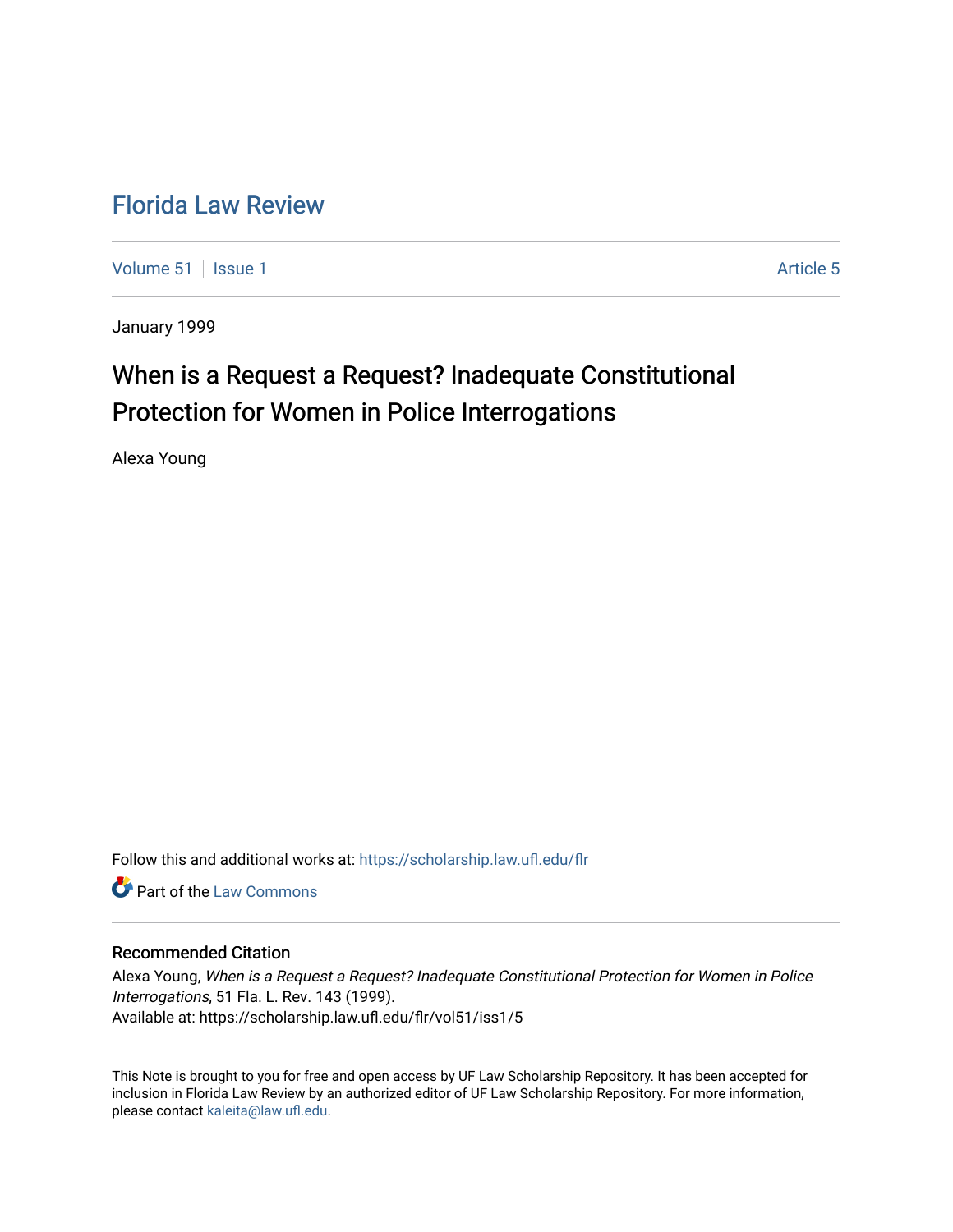# Florida Law Review

Volume 51 | Issue 1 | Article 5

January 1999

## When is a Request a Request? Inadequate Constitutional Protection for Women in Police Interrogations

Alexa Young

Follow this and additional works at: https://scholarship.law.ufl.edu/flr

Part of the Law Commons

### Recommended Citation

Alexa Young, *When is a Request a Request? Inadequate Constitutional Protection for Women in Police Interrogations*, 51 Fla. L. Rev. 143 (1999).
Available at: https://scholarship.law.ufl.edu/flr/vol51/iss1/5

This Note is brought to you for free and open access by UF Law Scholarship Repository. It has been accepted for inclusion in Florida Law Review by an authorized editor of UF Law Scholarship Repository. For more information, please contact kaleita@law.ufl.edu.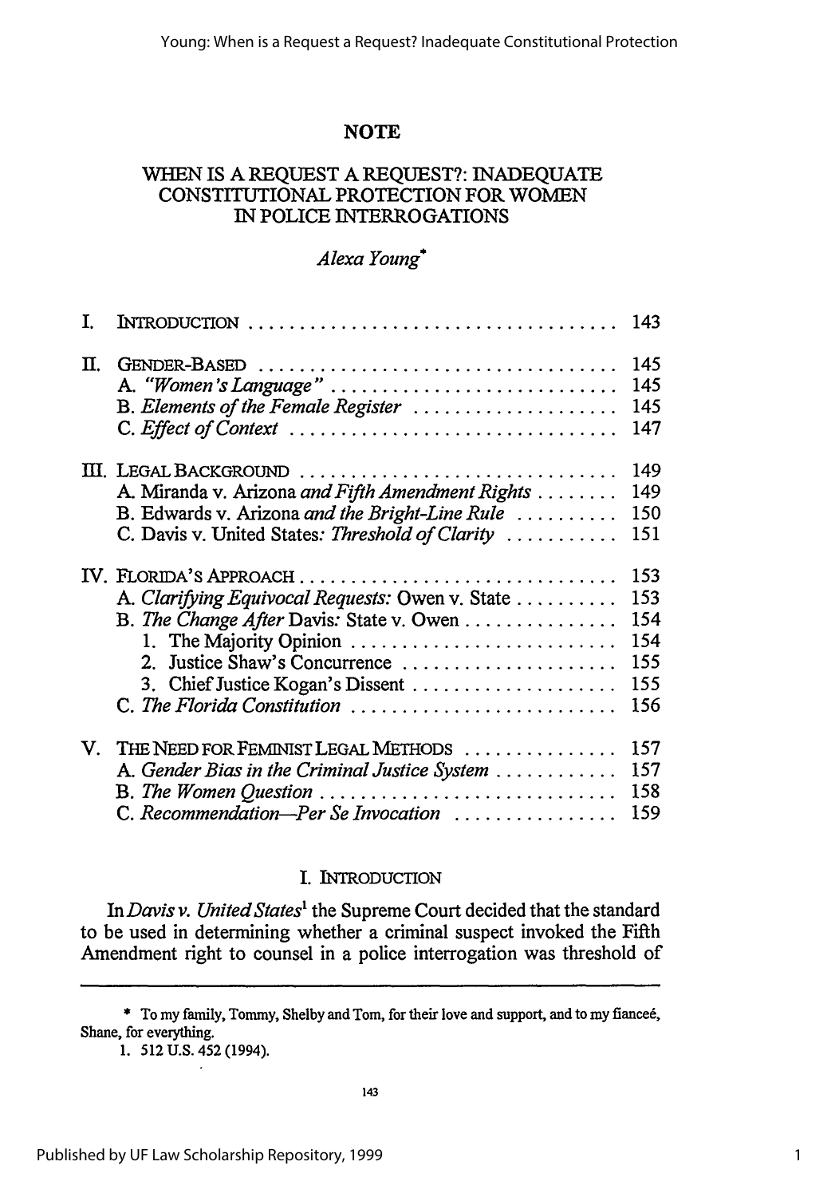## NOTE

### WHEN IS A REQUEST A REQUEST?: INADEQUATE CONSTITUTIONAL PROTECTION FOR WOMEN IN POLICE INTERROGATIONS

*Alexa Young**

| | | |
|---|---|---|
| I. | INTRODUCTION | 143 |
| II. | GENDER-BASED | 145 |
| | A. *"Women's Language"* | 145 |
| | B. *Elements of the Female Register* | 145 |
| | C. *Effect of Context* | 147 |
| III. | LEGAL BACKGROUND | 149 |
| | A. Miranda v. Arizona *and Fifth Amendment Rights* | 149 |
| | B. Edwards v. Arizona *and the Bright-Line Rule* | 150 |
| | C. Davis v. United States*: Threshold of Clarity* | 151 |
| IV. | FLORIDA'S APPROACH | 153 |
| | A. *Clarifying Equivocal Requests:* Owen v. State | 153 |
| | B. *The Change After* Davis*:* State v. Owen | 154 |
| | 1. The Majority Opinion | 154 |
| | 2. Justice Shaw's Concurrence | 155 |
| | 3. Chief Justice Kogan's Dissent | 155 |
| | C. *The Florida Constitution* | 156 |
| V. | THE NEED FOR FEMINIST LEGAL METHODS | 157 |
| | A. *Gender Bias in the Criminal Justice System* | 157 |
| | B. *The Women Question* | 158 |
| | C. *Recommendation—Per Se Invocation* | 159 |

## I. INTRODUCTION

In *Davis v. United States*[1] the Supreme Court decided that the standard to be used in determining whether a criminal suspect invoked the Fifth Amendment right to counsel in a police interrogation was threshold of

---

\* To my family, Tommy, Shelby and Tom, for their love and support, and to my fianceé, Shane, for everything.

1. 512 U.S. 452 (1994).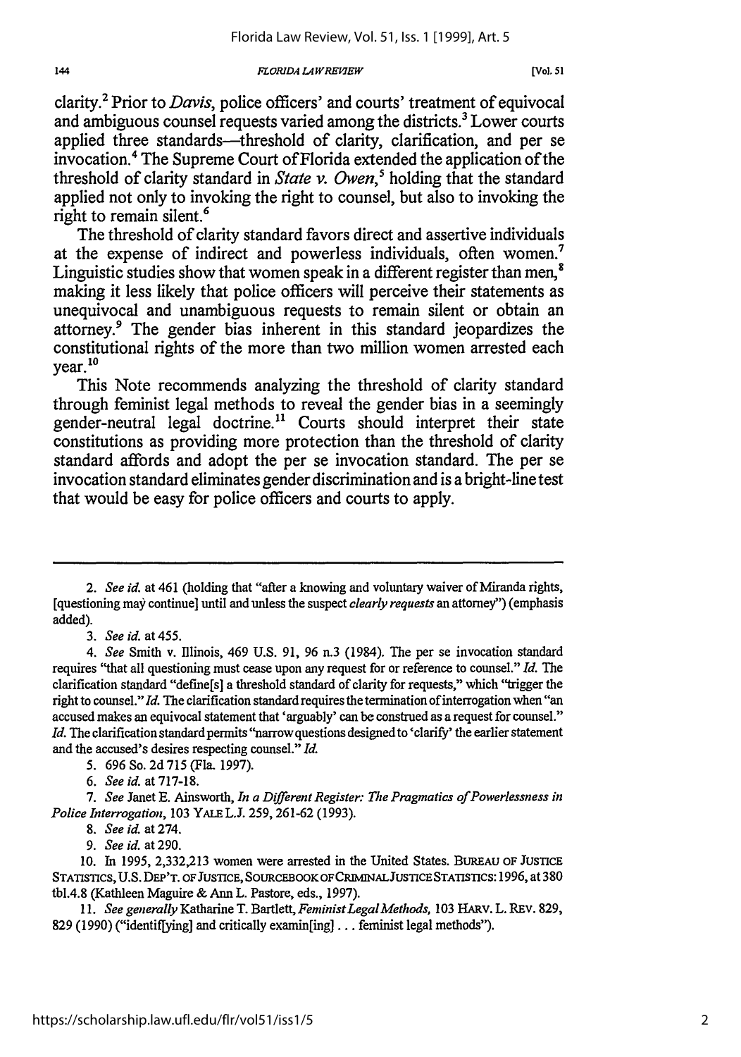clarity.[2] Prior to *Davis*, police officers' and courts' treatment of equivocal and ambiguous counsel requests varied among the districts.[3] Lower courts applied three standards—threshold of clarity, clarification, and per se invocation.[4] The Supreme Court of Florida extended the application of the threshold of clarity standard in *State v. Owen*,[5] holding that the standard applied not only to invoking the right to counsel, but also to invoking the right to remain silent.[6]

The threshold of clarity standard favors direct and assertive individuals at the expense of indirect and powerless individuals, often women.[7] Linguistic studies show that women speak in a different register than men,[8] making it less likely that police officers will perceive their statements as unequivocal and unambiguous requests to remain silent or obtain an attorney.[9] The gender bias inherent in this standard jeopardizes the constitutional rights of the more than two million women arrested each year.[10]

This Note recommends analyzing the threshold of clarity standard through feminist legal methods to reveal the gender bias in a seemingly gender-neutral legal doctrine.[11] Courts should interpret their state constitutions as providing more protection than the threshold of clarity standard affords and adopt the per se invocation standard. The per se invocation standard eliminates gender discrimination and is a bright-line test that would be easy for police officers and courts to apply.

---

2. *See id.* at 461 (holding that "after a knowing and voluntary waiver of Miranda rights, [questioning may continue] until and unless the suspect *clearly requests* an attorney") (emphasis added).

3. *See id.* at 455.

4. *See* Smith v. Illinois, 469 U.S. 91, 96 n.3 (1984). The per se invocation standard requires "that all questioning must cease upon any request for or reference to counsel." *Id.* The clarification standard "define[s] a threshold standard of clarity for requests," which "trigger the right to counsel." *Id.* The clarification standard requires the termination of interrogation when "an accused makes an equivocal statement that 'arguably' can be construed as a request for counsel." *Id.* The clarification standard permits "narrow questions designed to 'clarify' the earlier statement and the accused's desires respecting counsel." *Id.*

5. 696 So. 2d 715 (Fla. 1997).

6. *See id.* at 717-18.

7. *See* Janet E. Ainsworth, *In a Different Register: The Pragmatics of Powerlessness in Police Interrogation*, 103 YALE L.J. 259, 261-62 (1993).

8. *See id.* at 274.

9. *See id.* at 290.

10. In 1995, 2,332,213 women were arrested in the United States. BUREAU OF JUSTICE STATISTICS, U.S. DEP'T. OF JUSTICE, SOURCEBOOK OF CRIMINAL JUSTICE STATISTICS: 1996, at 380 tbl.4.8 (Kathleen Maguire & Ann L. Pastore, eds., 1997).

11. *See generally* Katharine T. Bartlett, *Feminist Legal Methods*, 103 HARV. L. REV. 829, 829 (1990) ("identif[ying] and critically examin[ing] . . . feminist legal methods").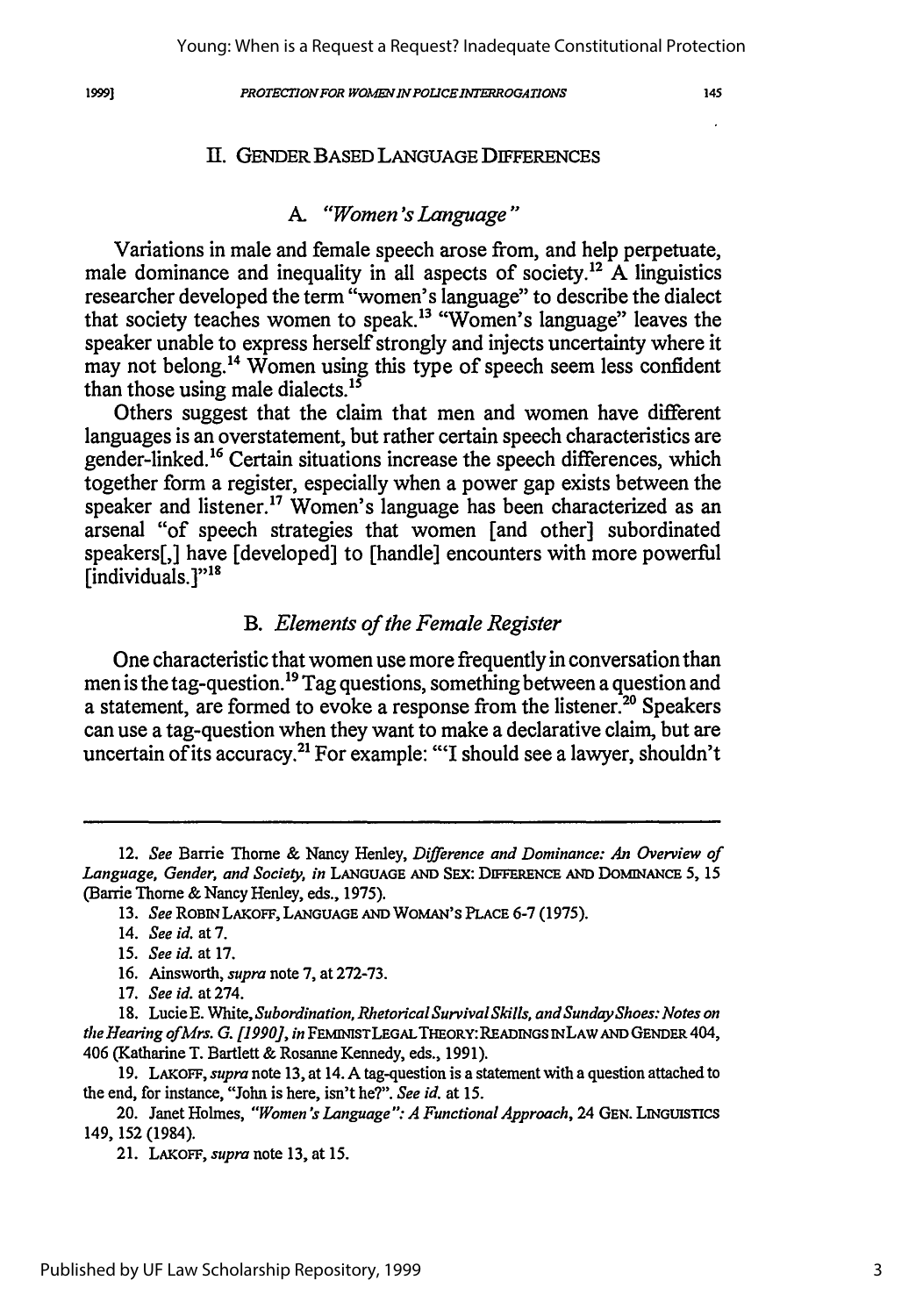## II. GENDER BASED LANGUAGE DIFFERENCES

### A. *"Women's Language"*

Variations in male and female speech arose from, and help perpetuate, male dominance and inequality in all aspects of society.[12] A linguistics researcher developed the term "women's language" to describe the dialect that society teaches women to speak.[13] "Women's language" leaves the speaker unable to express herself strongly and injects uncertainty where it may not belong.[14] Women using this type of speech seem less confident than those using male dialects.[15]

Others suggest that the claim that men and women have different languages is an overstatement, but rather certain speech characteristics are gender-linked.[16] Certain situations increase the speech differences, which together form a register, especially when a power gap exists between the speaker and listener.[17] Women's language has been characterized as an arsenal "of speech strategies that women [and other] subordinated speakers[,] have [developed] to [handle] encounters with more powerful [individuals.]"[18]

### B. *Elements of the Female Register*

One characteristic that women use more frequently in conversation than men is the tag-question.[19] Tag questions, something between a question and a statement, are formed to evoke a response from the listener.[20] Speakers can use a tag-question when they want to make a declarative claim, but are uncertain of its accuracy.[21] For example: "'I should see a lawyer, shouldn't

---

12. *See* Barrie Thorne & Nancy Henley, *Difference and Dominance: An Overview of Language, Gender, and Society, in* LANGUAGE AND SEX: DIFFERENCE AND DOMINANCE 5, 15 (Barrie Thorne & Nancy Henley, eds., 1975).

13. *See* ROBIN LAKOFF, LANGUAGE AND WOMAN'S PLACE 6-7 (1975).

14. *See id.* at 7.

15. *See id.* at 17.

16. Ainsworth, *supra* note 7, at 272-73.

17. *See id.* at 274.

18. Lucie E. White, *Subordination, Rhetorical Survival Skills, and Sunday Shoes: Notes on the Hearing of Mrs. G. [1990], in* FEMINIST LEGAL THEORY: READINGS IN LAW AND GENDER 404, 406 (Katharine T. Bartlett & Rosanne Kennedy, eds., 1991).

19. LAKOFF, *supra* note 13, at 14. A tag-question is a statement with a question attached to the end, for instance, "John is here, isn't he?". *See id.* at 15.

20. Janet Holmes, *"Women's Language": A Functional Approach*, 24 GEN. LINGUISTICS 149, 152 (1984).

21. LAKOFF, *supra* note 13, at 15.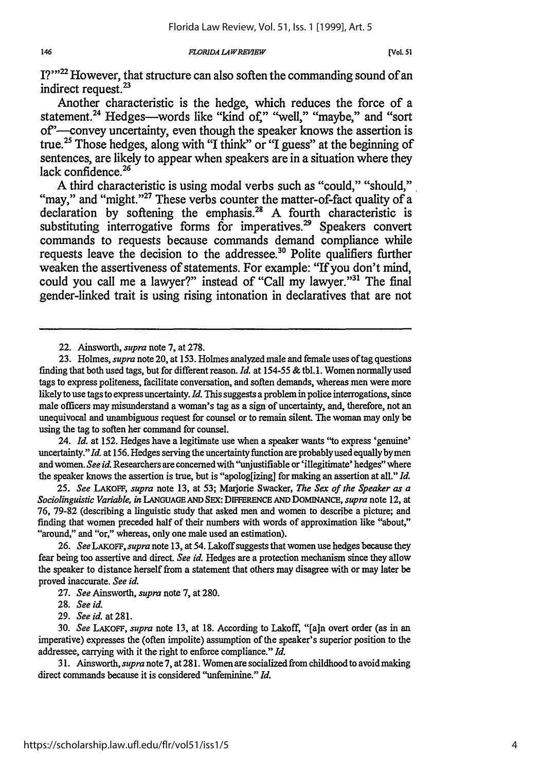I?'"[22] However, that structure can also soften the commanding sound of an indirect request.[23]

Another characteristic is the hedge, which reduces the force of a statement.[24] Hedges—words like "kind of," "well," "maybe," and "sort of"—convey uncertainty, even though the speaker knows the assertion is true.[25] Those hedges, along with "I think" or "I guess" at the beginning of sentences, are likely to appear when speakers are in a situation where they lack confidence.[26]

A third characteristic is using modal verbs such as "could," "should," "may," and "might."[27] These verbs counter the matter-of-fact quality of a declaration by softening the emphasis.[28] A fourth characteristic is substituting interrogative forms for imperatives.[29] Speakers convert commands to requests because commands demand compliance while requests leave the decision to the addressee.[30] Polite qualifiers further weaken the assertiveness of statements. For example: "If you don't mind, could you call me a lawyer?" instead of "Call my lawyer."[31] The final gender-linked trait is using rising intonation in declaratives that are not

---

22. Ainsworth, *supra* note 7, at 278.

23. Holmes, *supra* note 20, at 153. Holmes analyzed male and female uses of tag questions finding that both used tags, but for different reason. *Id.* at 154-55 & tbl.1. Women normally used tags to express politeness, facilitate conversation, and soften demands, whereas men were more likely to use tags to express uncertainty. *Id.* This suggests a problem in police interrogations, since male officers may misunderstand a woman's tag as a sign of uncertainty, and, therefore, not an unequivocal and unambiguous request for counsel or to remain silent. The woman may only be using the tag to soften her command for counsel.

24. *Id.* at 152. Hedges have a legitimate use when a speaker wants "to express 'genuine' uncertainty." *Id.* at 156. Hedges serving the uncertainty function are probably used equally by men and women. *See id.* Researchers are concerned with "unjustifiable or 'illegitimate' hedges" where the speaker knows the assertion is true, but is "apolog[izing] for making an assertion at all." *Id.*

25. *See* LAKOFF, *supra* note 13, at 53; Marjorie Swacker, *The Sex of the Speaker as a Sociolinguistic Variable*, *in* LANGUAGE AND SEX: DIFFERENCE AND DOMINANCE, *supra* note 12, at 76, 79-82 (describing a linguistic study that asked men and women to describe a picture; and finding that women preceded half of their numbers with words of approximation like "about," "around," and "or," whereas, only one male used an estimation).

26. *See* LAKOFF, *supra* note 13, at 54. Lakoff suggests that women use hedges because they fear being too assertive and direct. *See id.* Hedges are a protection mechanism since they allow the speaker to distance herself from a statement that others may disagree with or may later be proved inaccurate. *See id.*

27. *See* Ainsworth, *supra* note 7, at 280.

28. *See id.*

29. *See id.* at 281.

30. *See* LAKOFF, *supra* note 13, at 18. According to Lakoff, "[a]n overt order (as in an imperative) expresses the (often impolite) assumption of the speaker's superior position to the addressee, carrying with it the right to enforce compliance." *Id.*

31. Ainsworth, *supra* note 7, at 281. Women are socialized from childhood to avoid making direct commands because it is considered "unfeminine." *Id.*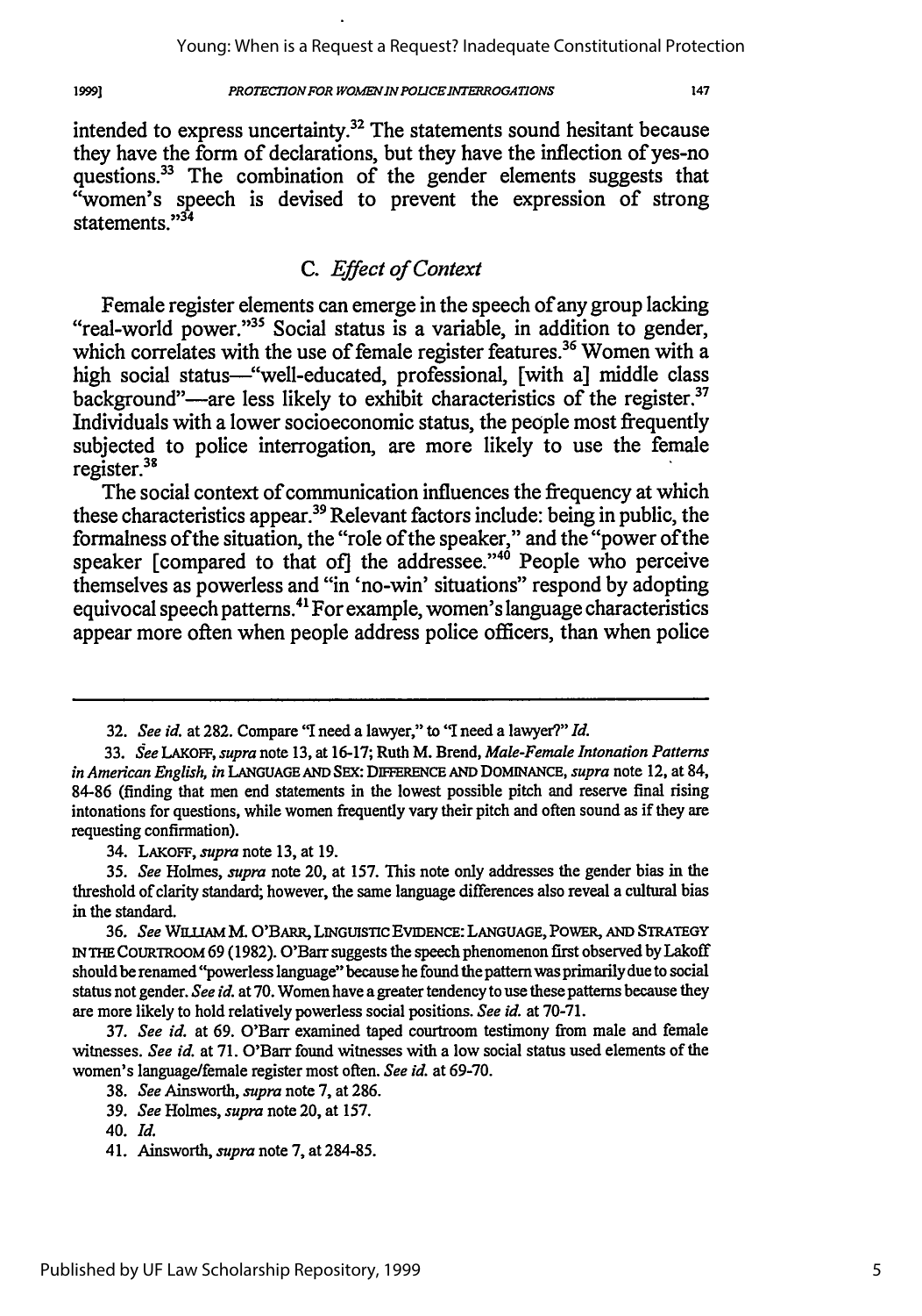intended to express uncertainty.[32] The statements sound hesitant because they have the form of declarations, but they have the inflection of yes-no questions.[33] The combination of the gender elements suggests that "women's speech is devised to prevent the expression of strong statements."[34]

### C. *Effect of Context*

Female register elements can emerge in the speech of any group lacking "real-world power."[35] Social status is a variable, in addition to gender, which correlates with the use of female register features.[36] Women with a high social status—"well-educated, professional, [with a] middle class background"—are less likely to exhibit characteristics of the register.[37] Individuals with a lower socioeconomic status, the people most frequently subjected to police interrogation, are more likely to use the female register.[38]

The social context of communication influences the frequency at which these characteristics appear.[39] Relevant factors include: being in public, the formalness of the situation, the "role of the speaker," and the "power of the speaker [compared to that of] the addressee."[40] People who perceive themselves as powerless and "in 'no-win' situations" respond by adopting equivocal speech patterns.[41] For example, women's language characteristics appear more often when people address police officers, than when police

---

32. *See id.* at 282. Compare "I need a lawyer," to "I need a lawyer?" *Id.*

33. *See* LAKOFF, *supra* note 13, at 16-17; Ruth M. Brend, *Male-Female Intonation Patterns in American English*, *in* LANGUAGE AND SEX: DIFFERENCE AND DOMINANCE, *supra* note 12, at 84, 84-86 (finding that men end statements in the lowest possible pitch and reserve final rising intonations for questions, while women frequently vary their pitch and often sound as if they are requesting confirmation).

34. LAKOFF, *supra* note 13, at 19.

35. *See* Holmes, *supra* note 20, at 157. This note only addresses the gender bias in the threshold of clarity standard; however, the same language differences also reveal a cultural bias in the standard.

36. *See* WILLIAM M. O'BARR, LINGUISTIC EVIDENCE: LANGUAGE, POWER, AND STRATEGY IN THE COURTROOM 69 (1982). O'Barr suggests the speech phenomenon first observed by Lakoff should be renamed "powerless language" because he found the pattern was primarily due to social status not gender. *See id.* at 70. Women have a greater tendency to use these patterns because they are more likely to hold relatively powerless social positions. *See id.* at 70-71.

37. *See id.* at 69. O'Barr examined taped courtroom testimony from male and female witnesses. *See id.* at 71. O'Barr found witnesses with a low social status used elements of the women's language/female register most often. *See id.* at 69-70.

38. *See* Ainsworth, *supra* note 7, at 286.

39. *See* Holmes, *supra* note 20, at 157.

40. *Id.*

41. Ainsworth, *supra* note 7, at 284-85.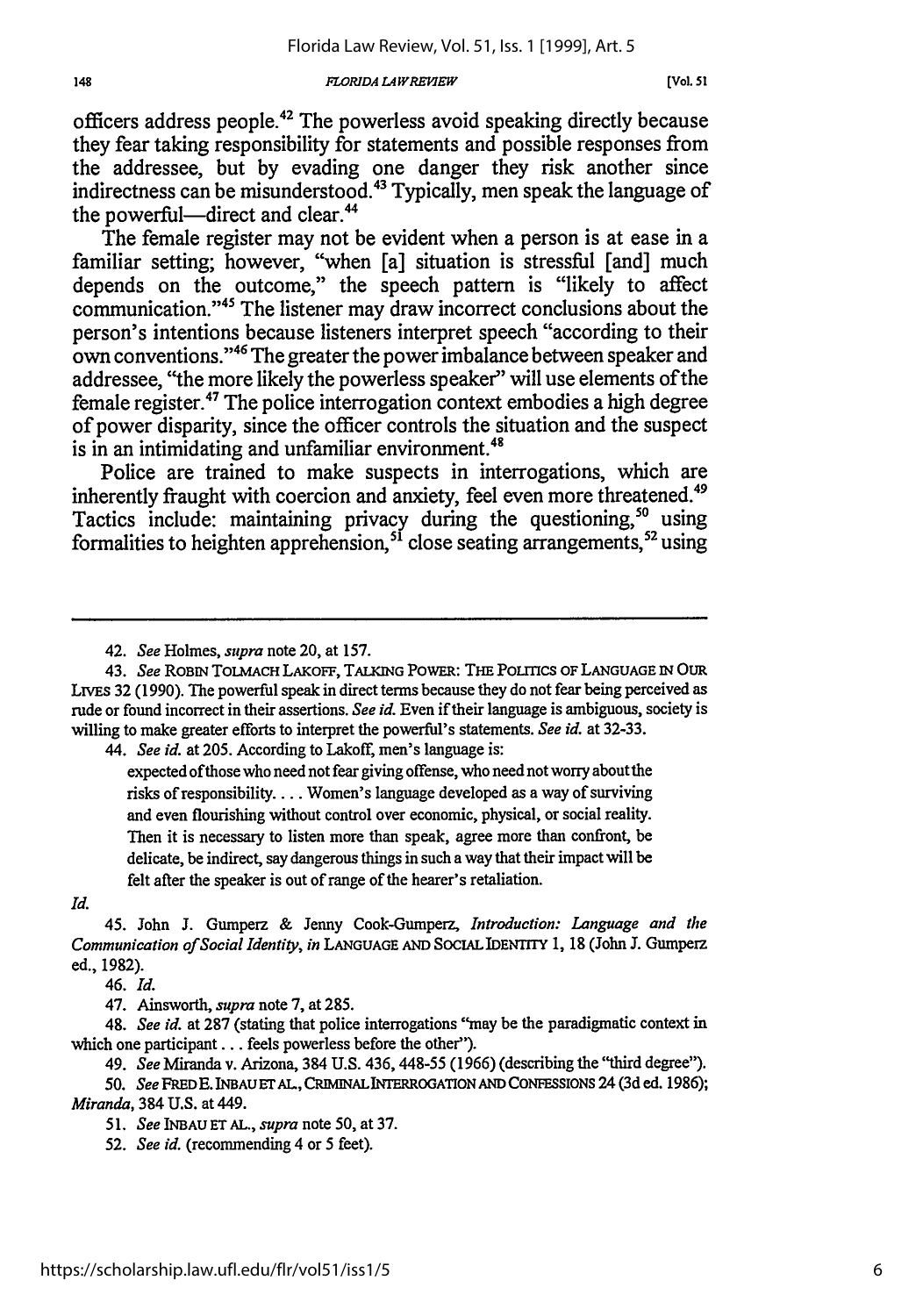officers address people.[42] The powerless avoid speaking directly because they fear taking responsibility for statements and possible responses from the addressee, but by evading one danger they risk another since indirectness can be misunderstood.[43] Typically, men speak the language of the powerful—direct and clear.[44]

The female register may not be evident when a person is at ease in a familiar setting; however, "when [a] situation is stressful [and] much depends on the outcome," the speech pattern is "likely to affect communication."[45] The listener may draw incorrect conclusions about the person's intentions because listeners interpret speech "according to their own conventions."[46] The greater the power imbalance between speaker and addressee, "the more likely the powerless speaker" will use elements of the female register.[47] The police interrogation context embodies a high degree of power disparity, since the officer controls the situation and the suspect is in an intimidating and unfamiliar environment.[48]

Police are trained to make suspects in interrogations, which are inherently fraught with coercion and anxiety, feel even more threatened.[49] Tactics include: maintaining privacy during the questioning,[50] using formalities to heighten apprehension,[51] close seating arrangements,[52] using

---

42. *See* Holmes, *supra* note 20, at 157.

43. *See* ROBIN TOLMACH LAKOFF, TALKING POWER: THE POLITICS OF LANGUAGE IN OUR LIVES 32 (1990). The powerful speak in direct terms because they do not fear being perceived as rude or found incorrect in their assertions. *See id.* Even if their language is ambiguous, society is willing to make greater efforts to interpret the powerful's statements. *See id.* at 32-33.

44. *See id.* at 205. According to Lakoff, men's language is:

> expected of those who need not fear giving offense, who need not worry about the risks of responsibility. . . . Women's language developed as a way of surviving and even flourishing without control over economic, physical, or social reality. Then it is necessary to listen more than speak, agree more than confront, be delicate, be indirect, say dangerous things in such a way that their impact will be felt after the speaker is out of range of the hearer's retaliation.

*Id.*

45. John J. Gumperz & Jenny Cook-Gumperz, *Introduction: Language and the Communication of Social Identity*, *in* LANGUAGE AND SOCIAL IDENTITY 1, 18 (John J. Gumperz ed., 1982).

46. *Id.*

47. Ainsworth, *supra* note 7, at 285.

48. *See id.* at 287 (stating that police interrogations "may be the paradigmatic context in which one participant . . . feels powerless before the other").

49. *See* Miranda v. Arizona, 384 U.S. 436, 448-55 (1966) (describing the "third degree").

50. *See* FRED E. INBAU ET AL., CRIMINAL INTERROGATION AND CONFESSIONS 24 (3d ed. 1986); *Miranda*, 384 U.S. at 449.

51. *See* INBAU ET AL., *supra* note 50, at 37.

52. *See id.* (recommending 4 or 5 feet).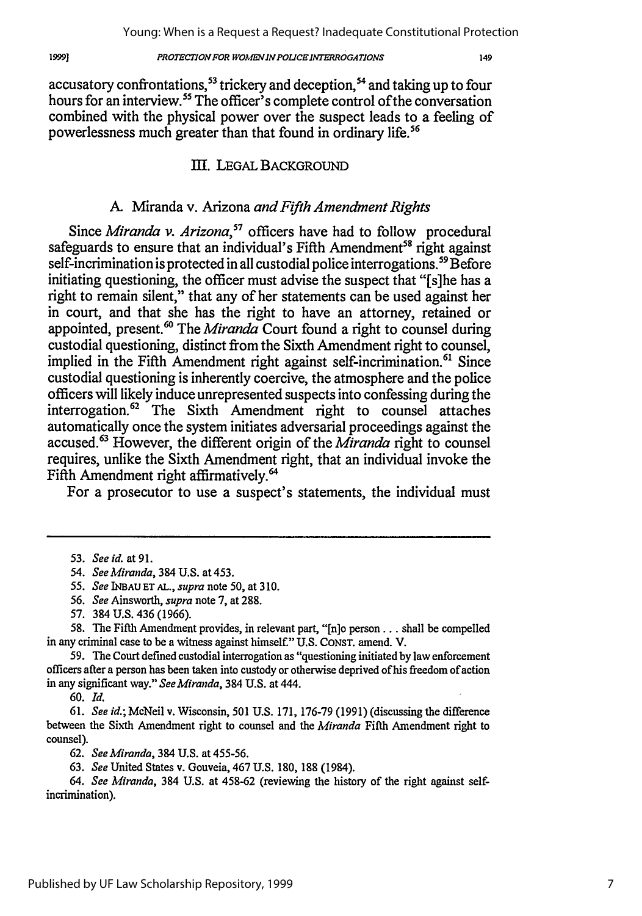accusatory confrontations,[53] trickery and deception,[54] and taking up to four hours for an interview.[55] The officer's complete control of the conversation combined with the physical power over the suspect leads to a feeling of powerlessness much greater than that found in ordinary life.[56]

## III. LEGAL BACKGROUND

### A. *Miranda v. Arizona* and Fifth Amendment Rights

Since *Miranda v. Arizona*,[57] officers have had to follow procedural safeguards to ensure that an individual's Fifth Amendment[58] right against self-incrimination is protected in all custodial police interrogations.[59] Before initiating questioning, the officer must advise the suspect that "[s]he has a right to remain silent," that any of her statements can be used against her in court, and that she has the right to have an attorney, retained or appointed, present.[60] The *Miranda* Court found a right to counsel during custodial questioning, distinct from the Sixth Amendment right to counsel, implied in the Fifth Amendment right against self-incrimination.[61] Since custodial questioning is inherently coercive, the atmosphere and the police officers will likely induce unrepresented suspects into confessing during the interrogation.[62] The Sixth Amendment right to counsel attaches automatically once the system initiates adversarial proceedings against the accused.[63] However, the different origin of the *Miranda* right to counsel requires, unlike the Sixth Amendment right, that an individual invoke the Fifth Amendment right affirmatively.[64]

For a prosecutor to use a suspect's statements, the individual must

---

53. *See id.* at 91.

54. *See Miranda*, 384 U.S. at 453.

55. *See* INBAU ET AL., *supra* note 50, at 310.

56. *See* Ainsworth, *supra* note 7, at 288.

57. 384 U.S. 436 (1966).

58. The Fifth Amendment provides, in relevant part, "[n]o person . . . shall be compelled in any criminal case to be a witness against himself." U.S. CONST. amend. V.

59. The Court defined custodial interrogation as "questioning initiated by law enforcement officers after a person has been taken into custody or otherwise deprived of his freedom of action in any significant way." *See Miranda*, 384 U.S. at 444.

60. *Id.*

61. *See id.*; McNeil v. Wisconsin, 501 U.S. 171, 176-79 (1991) (discussing the difference between the Sixth Amendment right to counsel and the *Miranda* Fifth Amendment right to counsel).

62. *See Miranda*, 384 U.S. at 455-56.

63. *See* United States v. Gouveia, 467 U.S. 180, 188 (1984).

64. *See Miranda*, 384 U.S. at 458-62 (reviewing the history of the right against self-incrimination).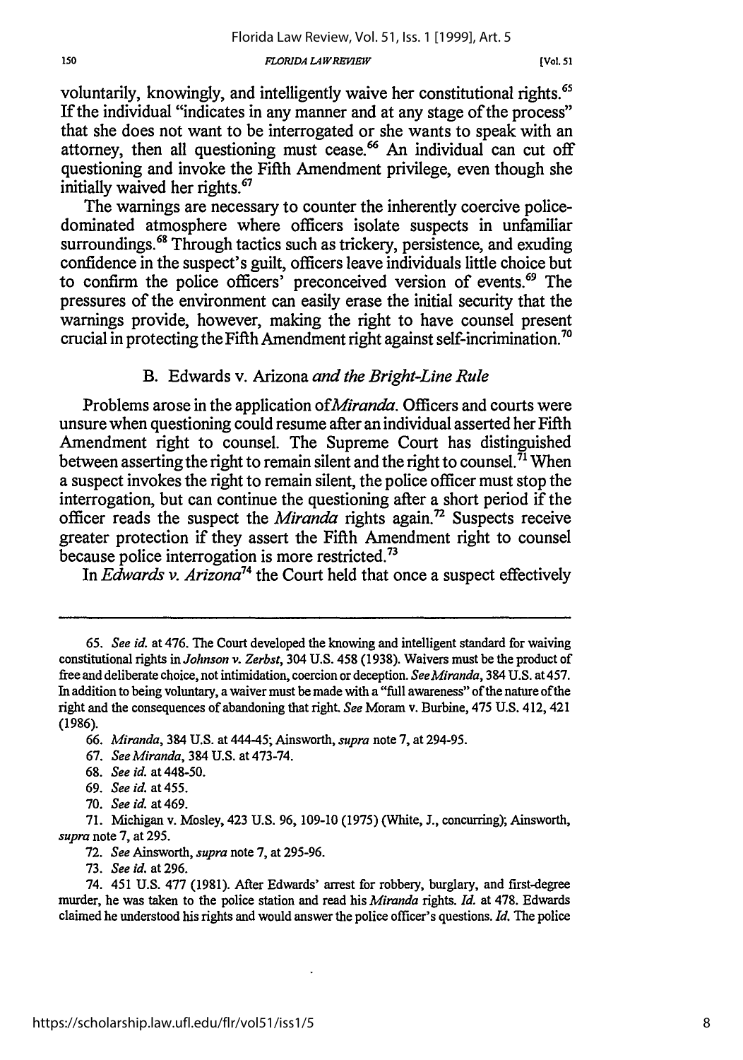voluntarily, knowingly, and intelligently waive her constitutional rights.[65] If the individual "indicates in any manner and at any stage of the process" that she does not want to be interrogated or she wants to speak with an attorney, then all questioning must cease.[66] An individual can cut off questioning and invoke the Fifth Amendment privilege, even though she initially waived her rights.[67]

The warnings are necessary to counter the inherently coercive police-dominated atmosphere where officers isolate suspects in unfamiliar surroundings.[68] Through tactics such as trickery, persistence, and exuding confidence in the suspect's guilt, officers leave individuals little choice but to confirm the police officers' preconceived version of events.[69] The pressures of the environment can easily erase the initial security that the warnings provide, however, making the right to have counsel present crucial in protecting the Fifth Amendment right against self-incrimination.[70]

### B. *Edwards v. Arizona* and the Bright-Line Rule

Problems arose in the application of *Miranda*. Officers and courts were unsure when questioning could resume after an individual asserted her Fifth Amendment right to counsel. The Supreme Court has distinguished between asserting the right to remain silent and the right to counsel.[71] When a suspect invokes the right to remain silent, the police officer must stop the interrogation, but can continue the questioning after a short period if the officer reads the suspect the *Miranda* rights again.[72] Suspects receive greater protection if they assert the Fifth Amendment right to counsel because police interrogation is more restricted.[73]

In *Edwards v. Arizona*[74] the Court held that once a suspect effectively

---

65. *See id.* at 476. The Court developed the knowing and intelligent standard for waiving constitutional rights in *Johnson v. Zerbst*, 304 U.S. 458 (1938). Waivers must be the product of free and deliberate choice, not intimidation, coercion or deception. *See Miranda*, 384 U.S. at 457. In addition to being voluntary, a waiver must be made with a "full awareness" of the nature of the right and the consequences of abandoning that right. *See* Moram v. Burbine, 475 U.S. 412, 421 (1986).

66. *Miranda*, 384 U.S. at 444-45; Ainsworth, *supra* note 7, at 294-95.

67. *See Miranda*, 384 U.S. at 473-74.

68. *See id.* at 448-50.

69. *See id.* at 455.

70. *See id.* at 469.

71. Michigan v. Mosley, 423 U.S. 96, 109-10 (1975) (White, J., concurring); Ainsworth, *supra* note 7, at 295.

72. *See* Ainsworth, *supra* note 7, at 295-96.

73. *See id.* at 296.

74. 451 U.S. 477 (1981). After Edwards' arrest for robbery, burglary, and first-degree murder, he was taken to the police station and read his *Miranda* rights. *Id.* at 478. Edwards claimed he understood his rights and would answer the police officer's questions. *Id.* The police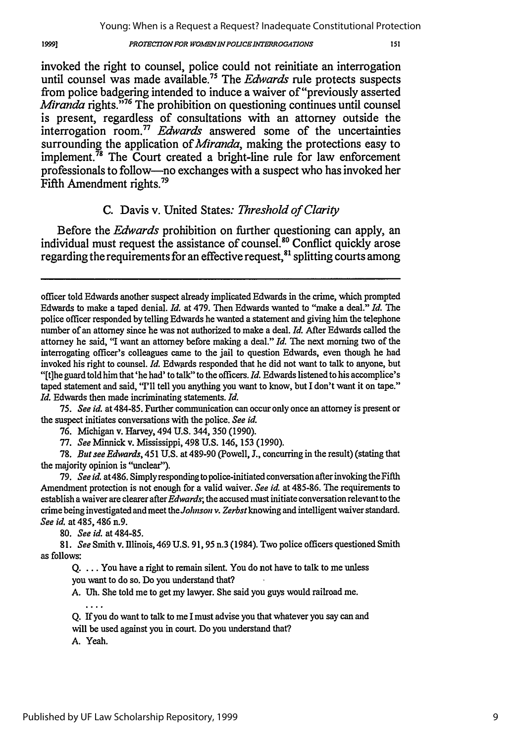invoked the right to counsel, police could not reinitiate an interrogation until counsel was made available.[75] The *Edwards* rule protects suspects from police badgering intended to induce a waiver of "previously asserted *Miranda* rights."[76] The prohibition on questioning continues until counsel is present, regardless of consultations with an attorney outside the interrogation room.[77] *Edwards* answered some of the uncertainties surrounding the application of *Miranda*, making the protections easy to implement.[78] The Court created a bright-line rule for law enforcement professionals to follow—no exchanges with a suspect who has invoked her Fifth Amendment rights.[79]

### C. Davis v. United States: *Threshold of Clarity*

Before the *Edwards* prohibition on further questioning can apply, an individual must request the assistance of counsel.[80] Conflict quickly arose regarding the requirements for an effective request,[81] splitting courts among

---

officer told Edwards another suspect already implicated Edwards in the crime, which prompted Edwards to make a taped denial. *Id.* at 479. Then Edwards wanted to "make a deal." *Id.* The police officer responded by telling Edwards he wanted a statement and giving him the telephone number of an attorney since he was not authorized to make a deal. *Id.* After Edwards called the attorney he said, "I want an attorney before making a deal." *Id.* The next morning two of the interrogating officer's colleagues came to the jail to question Edwards, even though he had invoked his right to counsel. *Id.* Edwards responded that he did not want to talk to anyone, but "[t]he guard told him that 'he had' to talk" to the officers. *Id.* Edwards listened to his accomplice's taped statement and said, "I'll tell you anything you want to know, but I don't want it on tape." *Id.* Edwards then made incriminating statements. *Id.*

75. *See id.* at 484-85. Further communication can occur only once an attorney is present or the suspect initiates conversations with the police. *See id.*

76. Michigan v. Harvey, 494 U.S. 344, 350 (1990).

77. *See* Minnick v. Mississippi, 498 U.S. 146, 153 (1990).

78. *But see Edwards*, 451 U.S. at 489-90 (Powell, J., concurring in the result) (stating that the majority opinion is "unclear").

79. *See id.* at 486. Simply responding to police-initiated conversation after invoking the Fifth Amendment protection is not enough for a valid waiver. *See id.* at 485-86. The requirements to establish a waiver are clearer after *Edwards*; the accused must initiate conversation relevant to the crime being investigated and meet the *Johnson v. Zerbst* knowing and intelligent waiver standard. *See id.* at 485, 486 n.9.

80. *See id.* at 484-85.

81. *See* Smith v. Illinois, 469 U.S. 91, 95 n.3 (1984). Two police officers questioned Smith as follows:

> Q. . . . You have a right to remain silent. You do not have to talk to me unless you want to do so. Do you understand that?
>
> A. Uh. She told me to get my lawyer. She said you guys would railroad me.
>
> . . . .
>
> Q. If you do want to talk to me I must advise you that whatever you say can and will be used against you in court. Do you understand that?
>
> A. Yeah.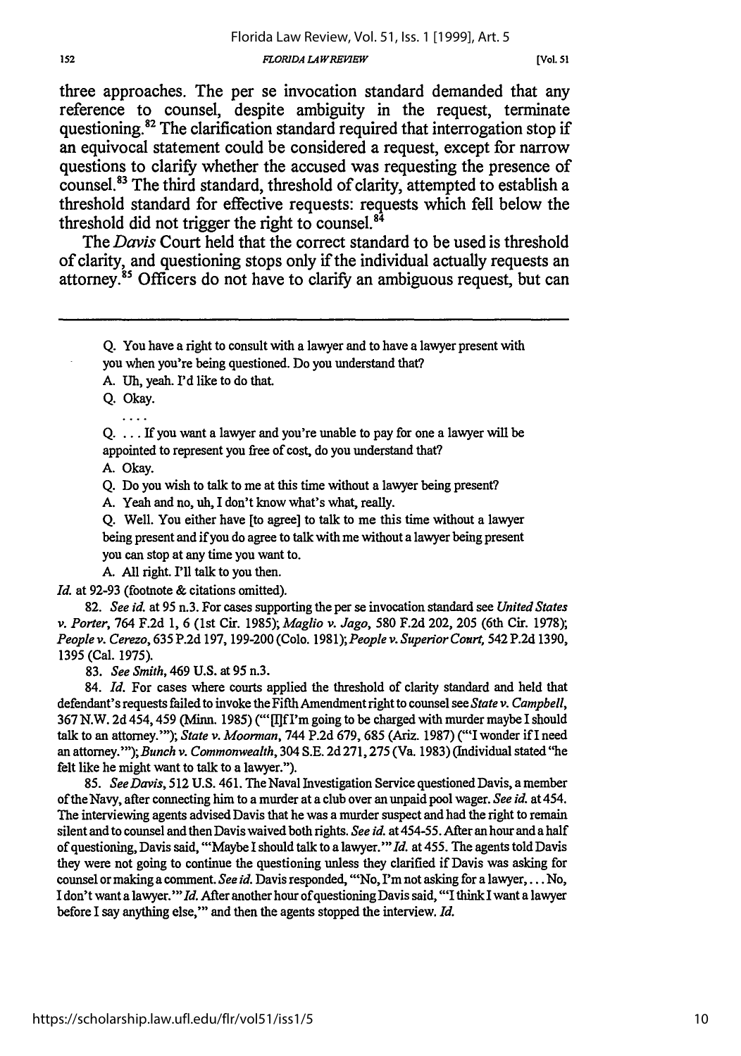three approaches. The per se invocation standard demanded that any reference to counsel, despite ambiguity in the request, terminate questioning.[82] The clarification standard required that interrogation stop if an equivocal statement could be considered a request, except for narrow questions to clarify whether the accused was requesting the presence of counsel.[83] The third standard, threshold of clarity, attempted to establish a threshold standard for effective requests: requests which fell below the threshold did not trigger the right to counsel.[84]

The *Davis* Court held that the correct standard to be used is threshold of clarity, and questioning stops only if the individual actually requests an attorney.[85] Officers do not have to clarify an ambiguous request, but can

---

> Q. You have a right to consult with a lawyer and to have a lawyer present with you when you're being questioned. Do you understand that?
>
> A. Uh, yeah. I'd like to do that.
>
> Q. Okay.
>
> ....
>
> Q. ... If you want a lawyer and you're unable to pay for one a lawyer will be appointed to represent you free of cost, do you understand that?
>
> A. Okay.
>
> Q. Do you wish to talk to me at this time without a lawyer being present?
>
> A. Yeah and no, uh, I don't know what's what, really.
>
> Q. Well. You either have [to agree] to talk to me this time without a lawyer being present and if you do agree to talk with me without a lawyer being present you can stop at any time you want to.
>
> A. All right. I'll talk to you then.

*Id.* at 92-93 (footnote & citations omitted).

82. *See id.* at 95 n.3. For cases supporting the per se invocation standard see *United States v. Porter*, 764 F.2d 1, 6 (1st Cir. 1985); *Maglio v. Jago*, 580 F.2d 202, 205 (6th Cir. 1978); *People v. Cerezo*, 635 P.2d 197, 199-200 (Colo. 1981); *People v. Superior Court*, 542 P.2d 1390, 1395 (Cal. 1975).

83. *See Smith*, 469 U.S. at 95 n.3.

84. *Id.* For cases where courts applied the threshold of clarity standard and held that defendant's requests failed to invoke the Fifth Amendment right to counsel see *State v. Campbell*, 367 N.W. 2d 454, 459 (Minn. 1985) ("'[I]f I'm going to be charged with murder maybe I should talk to an attorney.'"); *State v. Moorman*, 744 P.2d 679, 685 (Ariz. 1987) ("'I wonder if I need an attorney.'"); *Bunch v. Commonwealth*, 304 S.E. 2d 271, 275 (Va. 1983) (Individual stated "he felt like he might want to talk to a lawyer.").

85. *See Davis*, 512 U.S. 461. The Naval Investigation Service questioned Davis, a member of the Navy, after connecting him to a murder at a club over an unpaid pool wager. *See id.* at 454. The interviewing agents advised Davis that he was a murder suspect and had the right to remain silent and to counsel and then Davis waived both rights. *See id.* at 454-55. After an hour and a half of questioning, Davis said, "'Maybe I should talk to a lawyer.'" *Id.* at 455. The agents told Davis they were not going to continue the questioning unless they clarified if Davis was asking for counsel or making a comment. *See id.* Davis responded, "'No, I'm not asking for a lawyer, ... No, I don't want a lawyer.'" *Id.* After another hour of questioning Davis said, "'I think I want a lawyer before I say anything else,'" and then the agents stopped the interview. *Id.*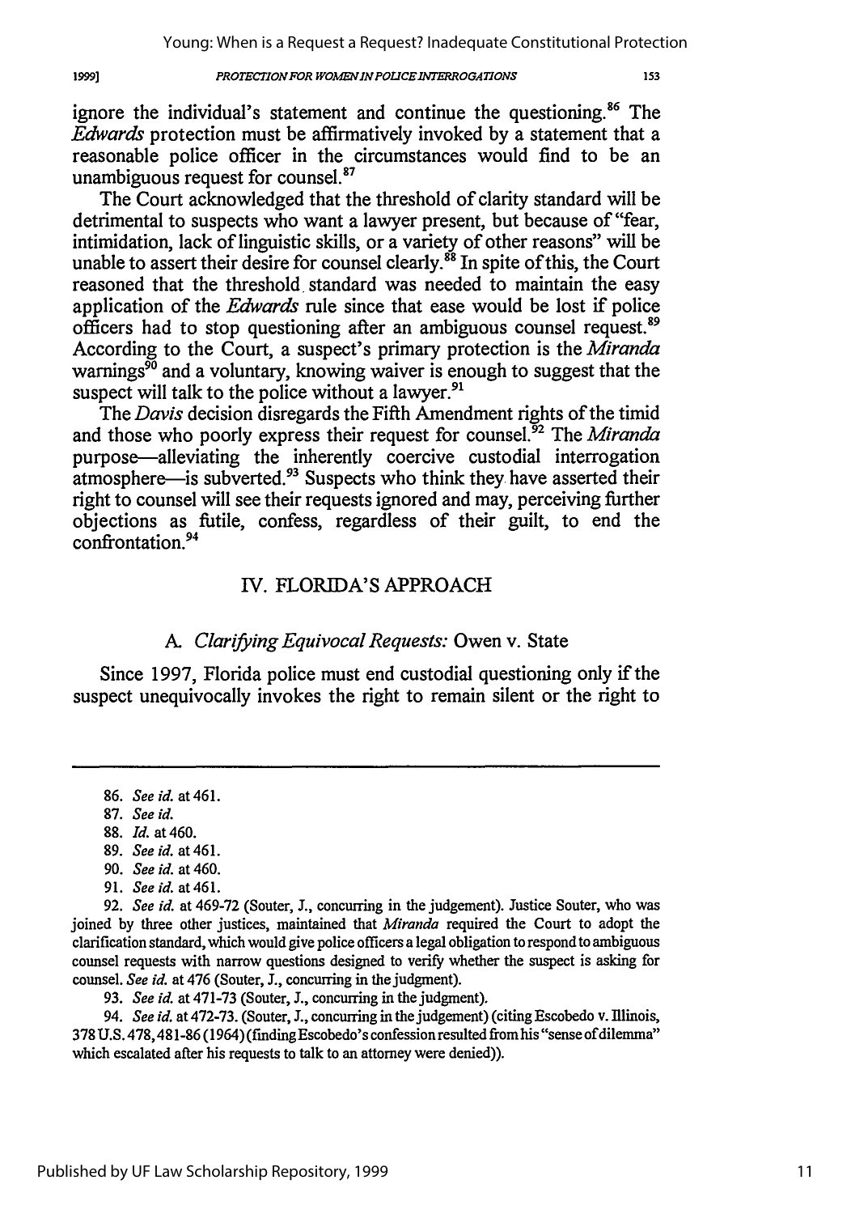ignore the individual's statement and continue the questioning.[86] The *Edwards* protection must be affirmatively invoked by a statement that a reasonable police officer in the circumstances would find to be an unambiguous request for counsel.[87]

The Court acknowledged that the threshold of clarity standard will be detrimental to suspects who want a lawyer present, but because of "fear, intimidation, lack of linguistic skills, or a variety of other reasons" will be unable to assert their desire for counsel clearly.[88] In spite of this, the Court reasoned that the threshold standard was needed to maintain the easy application of the *Edwards* rule since that ease would be lost if police officers had to stop questioning after an ambiguous counsel request.[89] According to the Court, a suspect's primary protection is the *Miranda* warnings[90] and a voluntary, knowing waiver is enough to suggest that the suspect will talk to the police without a lawyer.[91]

The *Davis* decision disregards the Fifth Amendment rights of the timid and those who poorly express their request for counsel.[92] The *Miranda* purpose—alleviating the inherently coercive custodial interrogation atmosphere—is subverted.[93] Suspects who think they have asserted their right to counsel will see their requests ignored and may, perceiving further objections as futile, confess, regardless of their guilt, to end the confrontation.[94]

## IV. FLORIDA'S APPROACH

### A. *Clarifying Equivocal Requests:* Owen v. State

Since 1997, Florida police must end custodial questioning only if the suspect unequivocally invokes the right to remain silent or the right to

---

86. *See id.* at 461.

87. *See id.*

88. *Id.* at 460.

89. *See id.* at 461.

90. *See id.* at 460.

91. *See id.* at 461.

92. *See id.* at 469-72 (Souter, J., concurring in the judgement). Justice Souter, who was joined by three other justices, maintained that *Miranda* required the Court to adopt the clarification standard, which would give police officers a legal obligation to respond to ambiguous counsel requests with narrow questions designed to verify whether the suspect is asking for counsel. *See id.* at 476 (Souter, J., concurring in the judgment).

93. *See id.* at 471-73 (Souter, J., concurring in the judgment).

94. *See id.* at 472-73. (Souter, J., concurring in the judgement) (citing Escobedo v. Illinois, 378 U.S. 478, 481-86 (1964) (finding Escobedo's confession resulted from his "sense of dilemma" which escalated after his requests to talk to an attorney were denied)).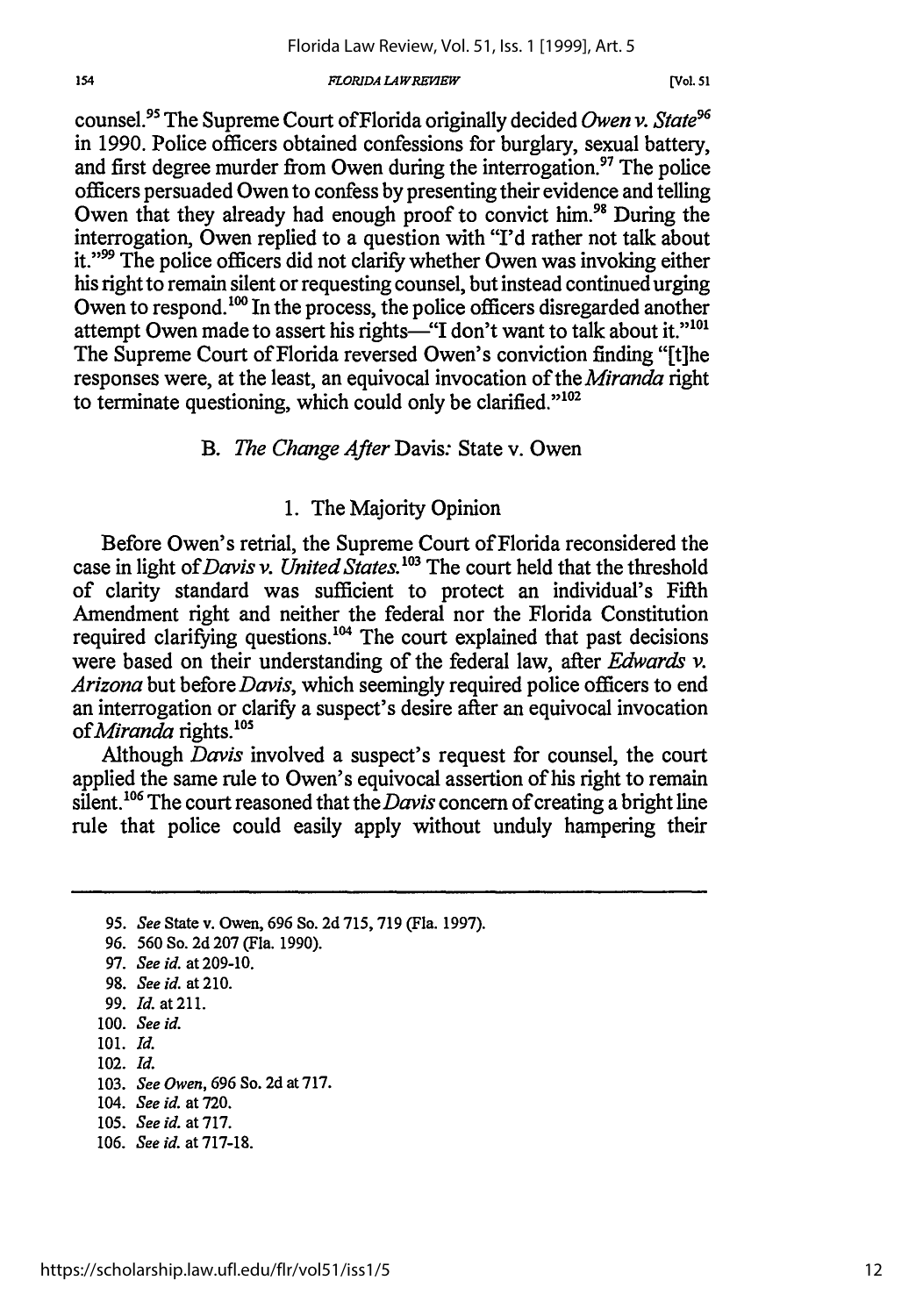counsel.[95] The Supreme Court of Florida originally decided *Owen v. State*[96] in 1990. Police officers obtained confessions for burglary, sexual battery, and first degree murder from Owen during the interrogation.[97] The police officers persuaded Owen to confess by presenting their evidence and telling Owen that they already had enough proof to convict him.[98] During the interrogation, Owen replied to a question with "I'd rather not talk about it."[99] The police officers did not clarify whether Owen was invoking either his right to remain silent or requesting counsel, but instead continued urging Owen to respond.[100] In the process, the police officers disregarded another attempt Owen made to assert his rights—"I don't want to talk about it."[101] The Supreme Court of Florida reversed Owen's conviction finding "[t]he responses were, at the least, an equivocal invocation of the *Miranda* right to terminate questioning, which could only be clarified."[102]

### B. *The Change After* Davis: State v. Owen

#### 1. The Majority Opinion

Before Owen's retrial, the Supreme Court of Florida reconsidered the case in light of *Davis v. United States*.[103] The court held that the threshold of clarity standard was sufficient to protect an individual's Fifth Amendment right and neither the federal nor the Florida Constitution required clarifying questions.[104] The court explained that past decisions were based on their understanding of the federal law, after *Edwards v. Arizona* but before *Davis*, which seemingly required police officers to end an interrogation or clarify a suspect's desire after an equivocal invocation of *Miranda* rights.[105]

Although *Davis* involved a suspect's request for counsel, the court applied the same rule to Owen's equivocal assertion of his right to remain silent.[106] The court reasoned that the *Davis* concern of creating a bright line rule that police could easily apply without unduly hampering their

---

95. *See* State v. Owen, 696 So. 2d 715, 719 (Fla. 1997).
96. 560 So. 2d 207 (Fla. 1990).
97. *See id.* at 209-10.
98. *See id.* at 210.
99. *Id.* at 211.
100. *See id.*
101. *Id.*
102. *Id.*
103. *See Owen*, 696 So. 2d at 717.
104. *See id.* at 720.
105. *See id.* at 717.
106. *See id.* at 717-18.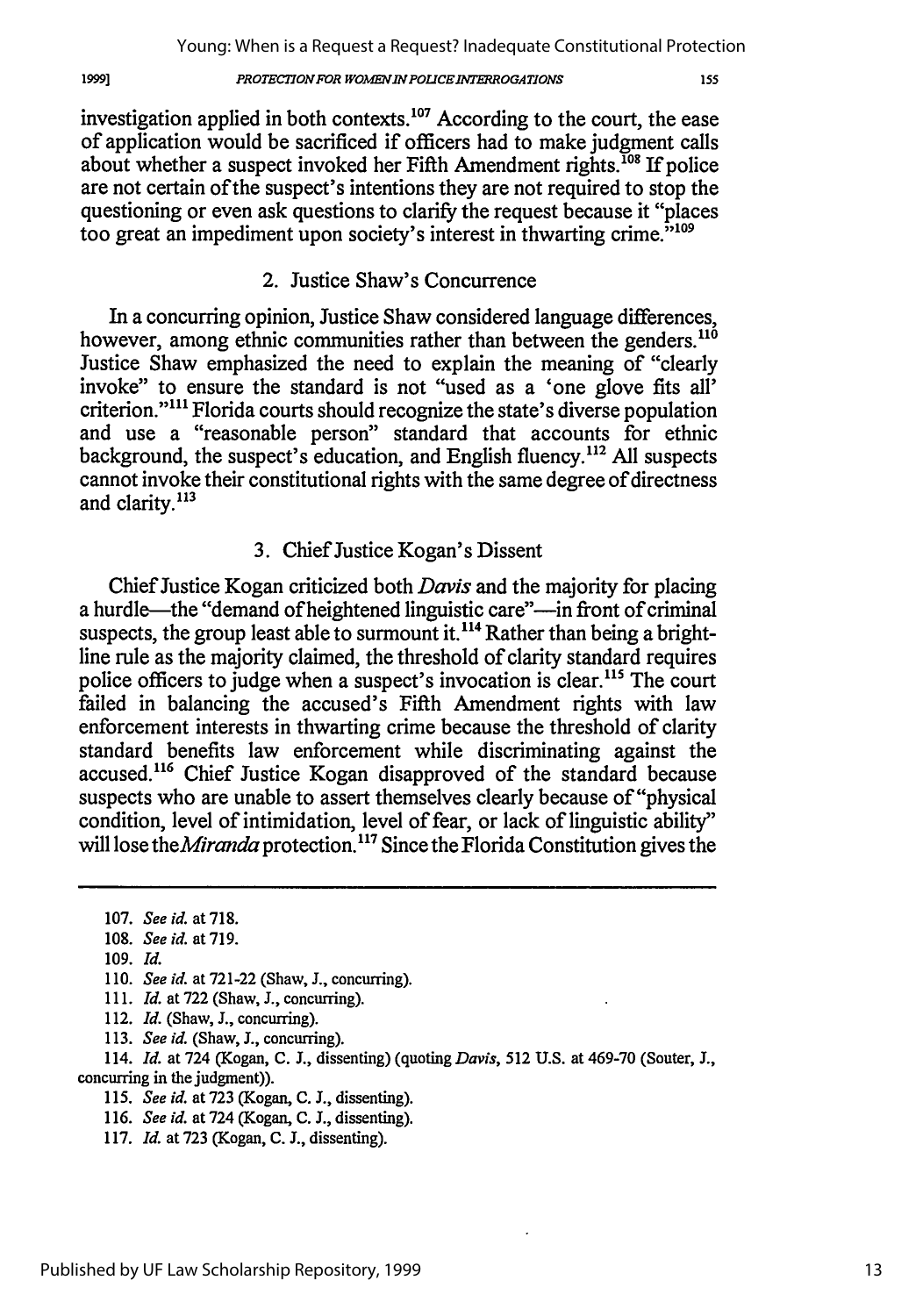investigation applied in both contexts.[107] According to the court, the ease of application would be sacrificed if officers had to make judgment calls about whether a suspect invoked her Fifth Amendment rights.[108] If police are not certain of the suspect's intentions they are not required to stop the questioning or even ask questions to clarify the request because it "places too great an impediment upon society's interest in thwarting crime."[109]

### 2. Justice Shaw's Concurrence

In a concurring opinion, Justice Shaw considered language differences, however, among ethnic communities rather than between the genders.[110] Justice Shaw emphasized the need to explain the meaning of "clearly invoke" to ensure the standard is not "used as a 'one glove fits all' criterion."[111] Florida courts should recognize the state's diverse population and use a "reasonable person" standard that accounts for ethnic background, the suspect's education, and English fluency.[112] All suspects cannot invoke their constitutional rights with the same degree of directness and clarity.[113]

### 3. Chief Justice Kogan's Dissent

Chief Justice Kogan criticized both *Davis* and the majority for placing a hurdle—the "demand of heightened linguistic care"—in front of criminal suspects, the group least able to surmount it.[114] Rather than being a bright-line rule as the majority claimed, the threshold of clarity standard requires police officers to judge when a suspect's invocation is clear.[115] The court failed in balancing the accused's Fifth Amendment rights with law enforcement interests in thwarting crime because the threshold of clarity standard benefits law enforcement while discriminating against the accused.[116] Chief Justice Kogan disapproved of the standard because suspects who are unable to assert themselves clearly because of "physical condition, level of intimidation, level of fear, or lack of linguistic ability" will lose the *Miranda* protection.[117] Since the Florida Constitution gives the

---

107. *See id.* at 718.

108. *See id.* at 719.

109. *Id.*

110. *See id.* at 721-22 (Shaw, J., concurring).

111. *Id.* at 722 (Shaw, J., concurring).

112. *Id.* (Shaw, J., concurring).

113. *See id.* (Shaw, J., concurring).

114. *Id.* at 724 (Kogan, C. J., dissenting) (quoting *Davis*, 512 U.S. at 469-70 (Souter, J., concurring in the judgment)).

115. *See id.* at 723 (Kogan, C. J., dissenting).

116. *See id.* at 724 (Kogan, C. J., dissenting).

117. *Id.* at 723 (Kogan, C. J., dissenting).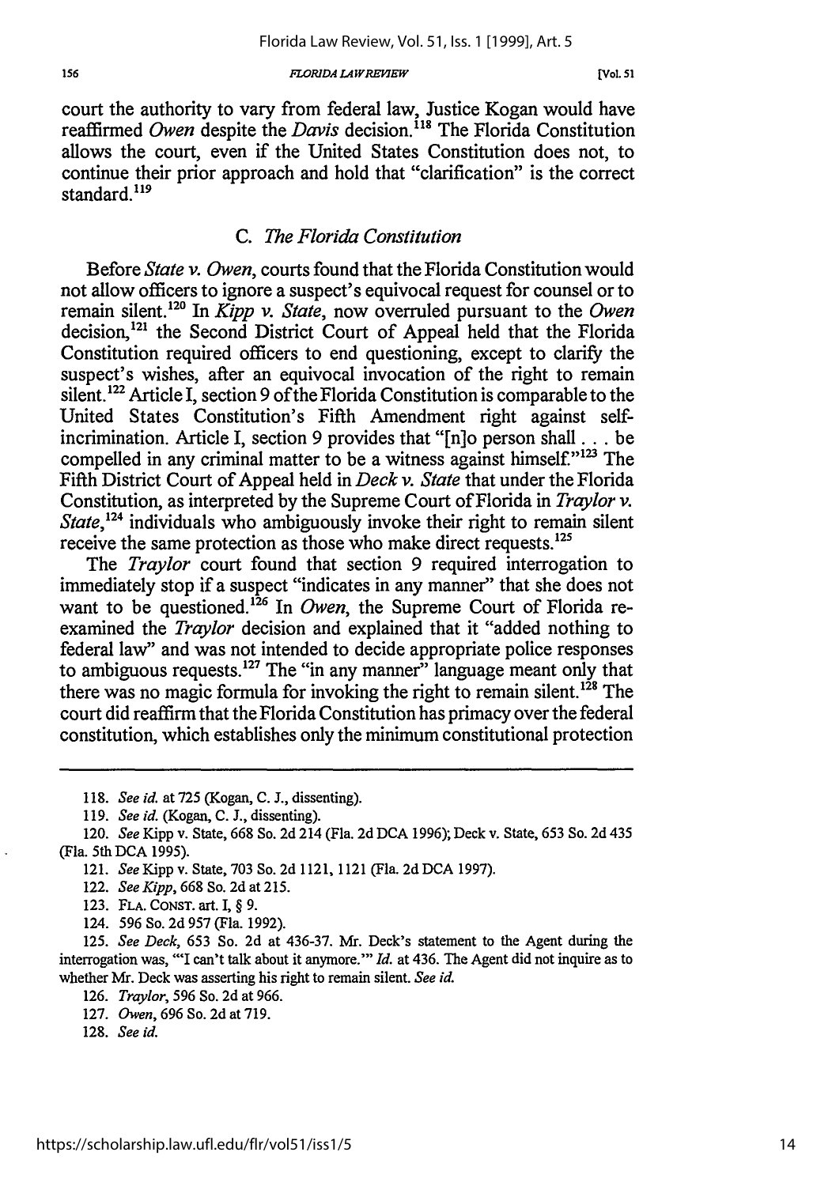court the authority to vary from federal law, Justice Kogan would have reaffirmed *Owen* despite the *Davis* decision.[118] The Florida Constitution allows the court, even if the United States Constitution does not, to continue their prior approach and hold that "clarification" is the correct standard.[119]

### C. *The Florida Constitution*

Before *State v. Owen*, courts found that the Florida Constitution would not allow officers to ignore a suspect's equivocal request for counsel or to remain silent.[120] In *Kipp v. State*, now overruled pursuant to the *Owen* decision,[121] the Second District Court of Appeal held that the Florida Constitution required officers to end questioning, except to clarify the suspect's wishes, after an equivocal invocation of the right to remain silent.[122] Article I, section 9 of the Florida Constitution is comparable to the United States Constitution's Fifth Amendment right against self-incrimination. Article I, section 9 provides that "[n]o person shall . . . be compelled in any criminal matter to be a witness against himself."[123] The Fifth District Court of Appeal held in *Deck v. State* that under the Florida Constitution, as interpreted by the Supreme Court of Florida in *Traylor v. State*,[124] individuals who ambiguously invoke their right to remain silent receive the same protection as those who make direct requests.[125]

The *Traylor* court found that section 9 required interrogation to immediately stop if a suspect "indicates in any manner" that she does not want to be questioned.[126] In *Owen*, the Supreme Court of Florida re-examined the *Traylor* decision and explained that it "added nothing to federal law" and was not intended to decide appropriate police responses to ambiguous requests.[127] The "in any manner" language meant only that there was no magic formula for invoking the right to remain silent.[128] The court did reaffirm that the Florida Constitution has primacy over the federal constitution, which establishes only the minimum constitutional protection

---

118. *See id.* at 725 (Kogan, C. J., dissenting).

119. *See id.* (Kogan, C. J., dissenting).

120. *See* Kipp v. State, 668 So. 2d 214 (Fla. 2d DCA 1996); Deck v. State, 653 So. 2d 435 (Fla. 5th DCA 1995).

121. *See* Kipp v. State, 703 So. 2d 1121, 1121 (Fla. 2d DCA 1997).

122. *See Kipp*, 668 So. 2d at 215.

123. FLA. CONST. art. I, § 9.

124. 596 So. 2d 957 (Fla. 1992).

125. *See Deck*, 653 So. 2d at 436-37. Mr. Deck's statement to the Agent during the interrogation was, "'I can't talk about it anymore.'" *Id.* at 436. The Agent did not inquire as to whether Mr. Deck was asserting his right to remain silent. *See id.*

126. *Traylor*, 596 So. 2d at 966.

127. *Owen*, 696 So. 2d at 719.

128. *See id.*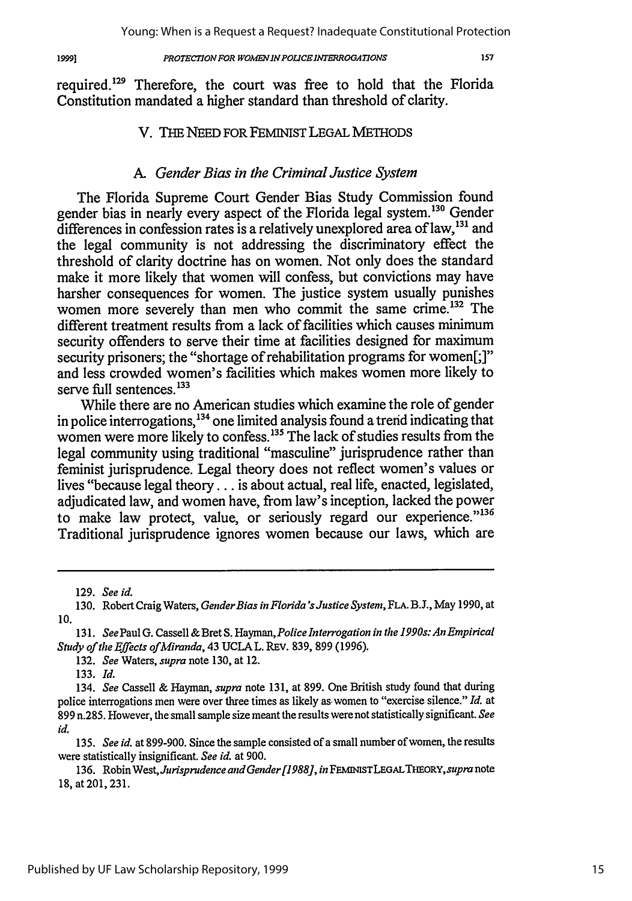required.[129] Therefore, the court was free to hold that the Florida Constitution mandated a higher standard than threshold of clarity.

## V. THE NEED FOR FEMINIST LEGAL METHODS

### A. *Gender Bias in the Criminal Justice System*

The Florida Supreme Court Gender Bias Study Commission found gender bias in nearly every aspect of the Florida legal system.[130] Gender differences in confession rates is a relatively unexplored area of law,[131] and the legal community is not addressing the discriminatory effect the threshold of clarity doctrine has on women. Not only does the standard make it more likely that women will confess, but convictions may have harsher consequences for women. The justice system usually punishes women more severely than men who commit the same crime.[132] The different treatment results from a lack of facilities which causes minimum security offenders to serve their time at facilities designed for maximum security prisoners; the "shortage of rehabilitation programs for women[;]" and less crowded women's facilities which makes women more likely to serve full sentences.[133]

While there are no American studies which examine the role of gender in police interrogations,[134] one limited analysis found a trend indicating that women were more likely to confess.[135] The lack of studies results from the legal community using traditional "masculine" jurisprudence rather than feminist jurisprudence. Legal theory does not reflect women's values or lives "because legal theory . . . is about actual, real life, enacted, legislated, adjudicated law, and women have, from law's inception, lacked the power to make law protect, value, or seriously regard our experience."[136] Traditional jurisprudence ignores women because our laws, which are

---

129. *See id.*

130. Robert Craig Waters, *Gender Bias in Florida's Justice System*, FLA. B.J., May 1990, at 10.

131. *See* Paul G. Cassell & Bret S. Hayman, *Police Interrogation in the 1990s: An Empirical Study of the Effects of Miranda*, 43 UCLA L. REV. 839, 899 (1996).

132. *See* Waters, *supra* note 130, at 12.

133. *Id.*

134. *See* Cassell & Hayman, *supra* note 131, at 899. One British study found that during police interrogations men were over three times as likely as women to "exercise silence." *Id.* at 899 n.285. However, the small sample size meant the results were not statistically significant. *See id.*

135. *See id.* at 899-900. Since the sample consisted of a small number of women, the results were statistically insignificant. *See id.* at 900.

136. Robin West, *Jurisprudence and Gender [1988]*, *in* FEMINIST LEGAL THEORY, *supra* note 18, at 201, 231.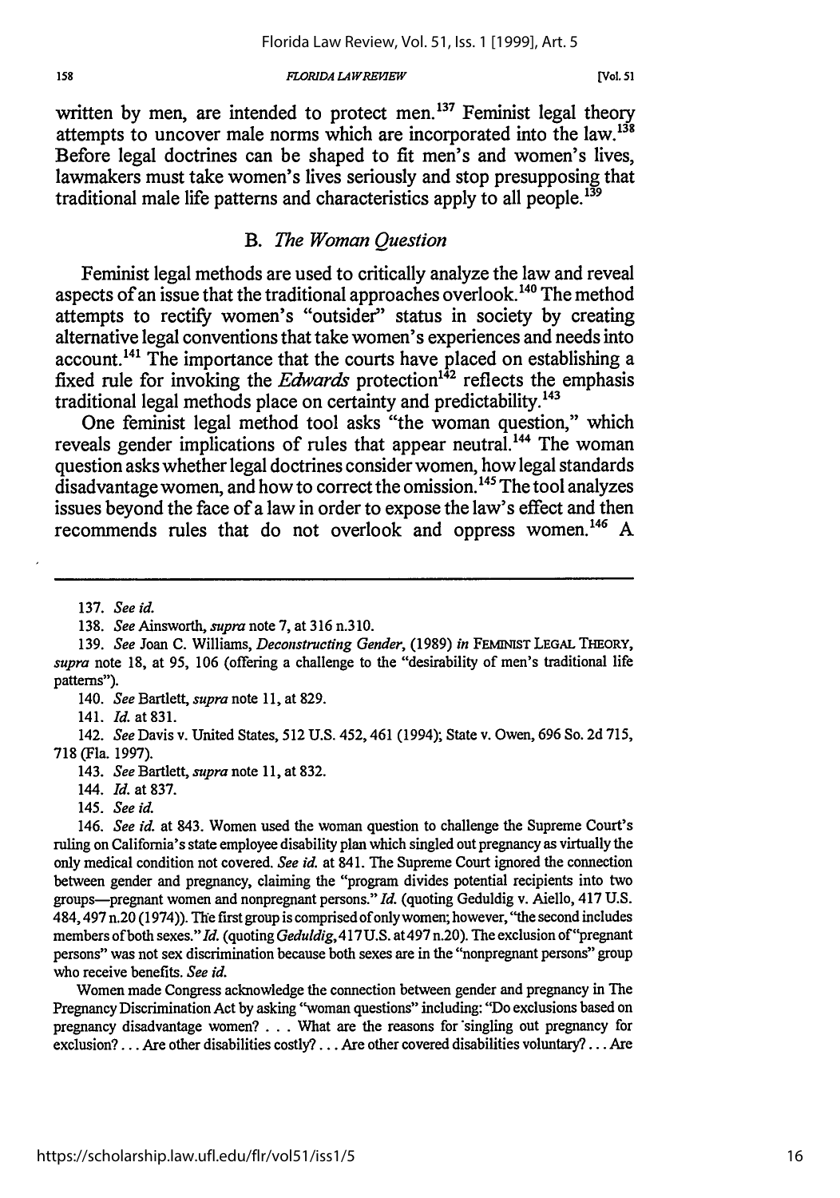written by men, are intended to protect men.[137] Feminist legal theory attempts to uncover male norms which are incorporated into the law.[138] Before legal doctrines can be shaped to fit men's and women's lives, lawmakers must take women's lives seriously and stop presupposing that traditional male life patterns and characteristics apply to all people.[139]

### B. *The Woman Question*

Feminist legal methods are used to critically analyze the law and reveal aspects of an issue that the traditional approaches overlook.[140] The method attempts to rectify women's "outsider" status in society by creating alternative legal conventions that take women's experiences and needs into account.[141] The importance that the courts have placed on establishing a fixed rule for invoking the *Edwards* protection[142] reflects the emphasis traditional legal methods place on certainty and predictability.[143]

One feminist legal method tool asks "the woman question," which reveals gender implications of rules that appear neutral.[144] The woman question asks whether legal doctrines consider women, how legal standards disadvantage women, and how to correct the omission.[145] The tool analyzes issues beyond the face of a law in order to expose the law's effect and then recommends rules that do not overlook and oppress women.[146] A

---

137. *See id.*

138. *See* Ainsworth, *supra* note 7, at 316 n.310.

139. *See* Joan C. Williams, *Deconstructing Gender*, (1989) *in* FEMINIST LEGAL THEORY, *supra* note 18, at 95, 106 (offering a challenge to the "desirability of men's traditional life patterns").

140. *See* Bartlett, *supra* note 11, at 829.

141. *Id.* at 831.

142. *See* Davis v. United States, 512 U.S. 452, 461 (1994); State v. Owen, 696 So. 2d 715, 718 (Fla. 1997).

143. *See* Bartlett, *supra* note 11, at 832.

144. *Id.* at 837.

145. *See id.*

146. *See id.* at 843. Women used the woman question to challenge the Supreme Court's ruling on California's state employee disability plan which singled out pregnancy as virtually the only medical condition not covered. *See id.* at 841. The Supreme Court ignored the connection between gender and pregnancy, claiming the "program divides potential recipients into two groups—pregnant women and nonpregnant persons." *Id.* (quoting Geduldig v. Aiello, 417 U.S. 484, 497 n.20 (1974)). The first group is comprised of only women; however, "the second includes members of both sexes." *Id.* (quoting *Geduldig*, 417 U.S. at 497 n.20). The exclusion of "pregnant persons" was not sex discrimination because both sexes are in the "nonpregnant persons" group who receive benefits. *See id.*

Women made Congress acknowledge the connection between gender and pregnancy in The Pregnancy Discrimination Act by asking "woman questions" including: "Do exclusions based on pregnancy disadvantage women? . . . What are the reasons for singling out pregnancy for exclusion? . . . Are other disabilities costly? . . . Are other covered disabilities voluntary? . . . Are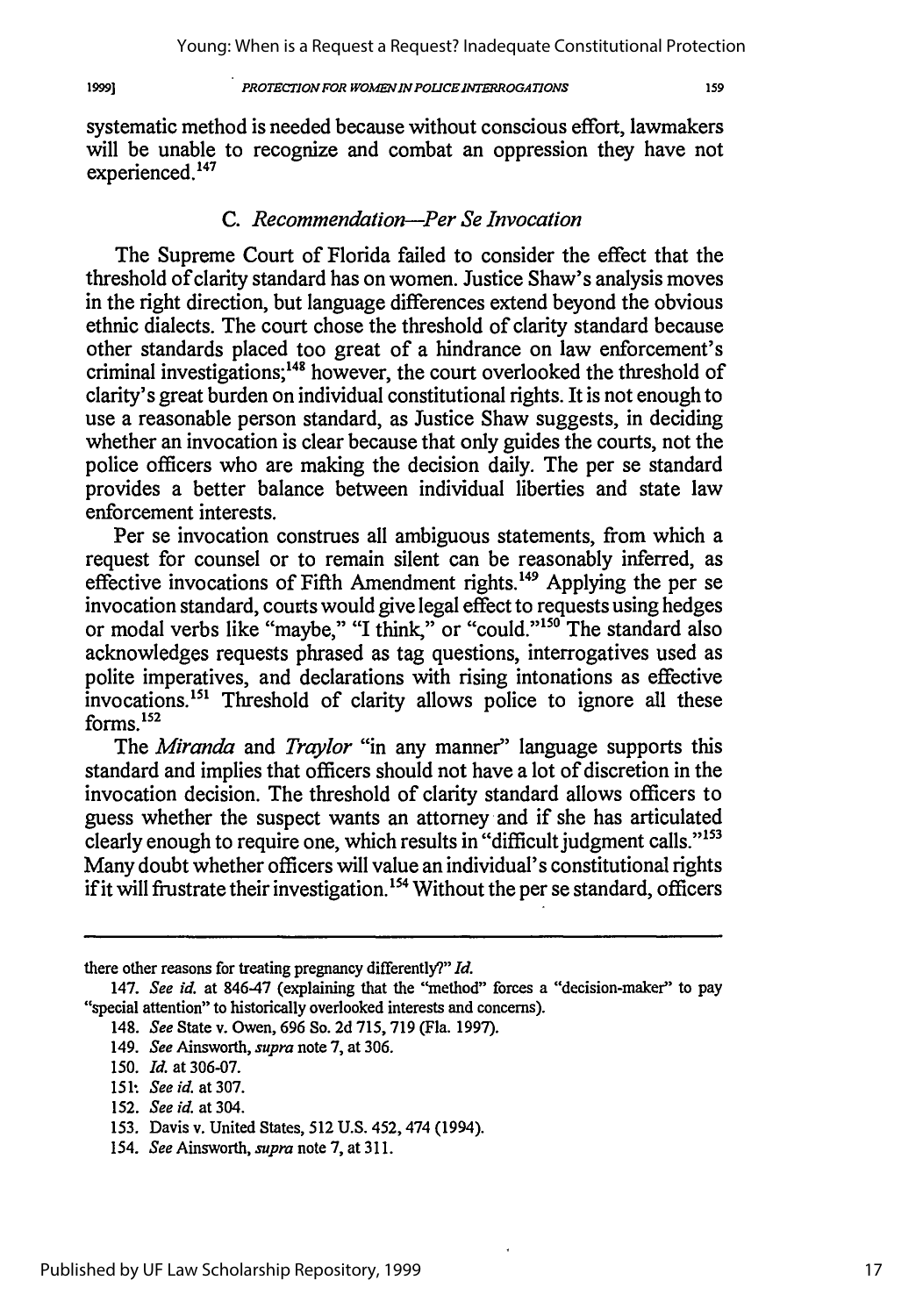systematic method is needed because without conscious effort, lawmakers will be unable to recognize and combat an oppression they have not experienced.[147]

### C. *Recommendation—Per Se Invocation*

The Supreme Court of Florida failed to consider the effect that the threshold of clarity standard has on women. Justice Shaw's analysis moves in the right direction, but language differences extend beyond the obvious ethnic dialects. The court chose the threshold of clarity standard because other standards placed too great of a hindrance on law enforcement's criminal investigations;[148] however, the court overlooked the threshold of clarity's great burden on individual constitutional rights. It is not enough to use a reasonable person standard, as Justice Shaw suggests, in deciding whether an invocation is clear because that only guides the courts, not the police officers who are making the decision daily. The per se standard provides a better balance between individual liberties and state law enforcement interests.

Per se invocation construes all ambiguous statements, from which a request for counsel or to remain silent can be reasonably inferred, as effective invocations of Fifth Amendment rights.[149] Applying the per se invocation standard, courts would give legal effect to requests using hedges or modal verbs like "maybe," "I think," or "could."[150] The standard also acknowledges requests phrased as tag questions, interrogatives used as polite imperatives, and declarations with rising intonations as effective invocations.[151] Threshold of clarity allows police to ignore all these forms.[152]

The *Miranda* and *Traylor* "in any manner" language supports this standard and implies that officers should not have a lot of discretion in the invocation decision. The threshold of clarity standard allows officers to guess whether the suspect wants an attorney and if she has articulated clearly enough to require one, which results in "difficult judgment calls."[153] Many doubt whether officers will value an individual's constitutional rights if it will frustrate their investigation.[154] Without the per se standard, officers

---

there other reasons for treating pregnancy differently?" *Id.*

147. *See id.* at 846-47 (explaining that the "method" forces a "decision-maker" to pay "special attention" to historically overlooked interests and concerns).

148. *See* State v. Owen, 696 So. 2d 715, 719 (Fla. 1997).

149. *See* Ainsworth, *supra* note 7, at 306.

150. *Id.* at 306-07.

151. *See id.* at 307.

152. *See id.* at 304.

153. Davis v. United States, 512 U.S. 452, 474 (1994).

154. *See* Ainsworth, *supra* note 7, at 311.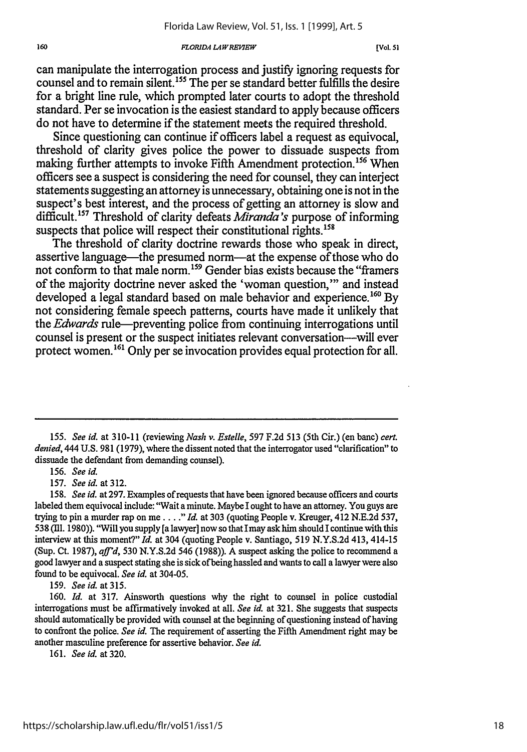can manipulate the interrogation process and justify ignoring requests for counsel and to remain silent.[155] The per se standard better fulfills the desire for a bright line rule, which prompted later courts to adopt the threshold standard. Per se invocation is the easiest standard to apply because officers do not have to determine if the statement meets the required threshold.

Since questioning can continue if officers label a request as equivocal, threshold of clarity gives police the power to dissuade suspects from making further attempts to invoke Fifth Amendment protection.[156] When officers see a suspect is considering the need for counsel, they can interject statements suggesting an attorney is unnecessary, obtaining one is not in the suspect's best interest, and the process of getting an attorney is slow and difficult.[157] Threshold of clarity defeats *Miranda's* purpose of informing suspects that police will respect their constitutional rights.[158]

The threshold of clarity doctrine rewards those who speak in direct, assertive language—the presumed norm—at the expense of those who do not conform to that male norm.[159] Gender bias exists because the "framers of the majority doctrine never asked the 'woman question,'" and instead developed a legal standard based on male behavior and experience.[160] By not considering female speech patterns, courts have made it unlikely that the *Edwards* rule—preventing police from continuing interrogations until counsel is present or the suspect initiates relevant conversation—will ever protect women.[161] Only per se invocation provides equal protection for all.

---

155. *See id.* at 310-11 (reviewing *Nash v. Estelle*, 597 F.2d 513 (5th Cir.) (en banc) *cert. denied*, 444 U.S. 981 (1979), where the dissent noted that the interrogator used "clarification" to dissuade the defendant from demanding counsel).

156. *See id.*

157. *See id.* at 312.

158. *See id.* at 297. Examples of requests that have been ignored because officers and courts labeled them equivocal include: "Wait a minute. Maybe I ought to have an attorney. You guys are trying to pin a murder rap on me . . . ." *Id.* at 303 (quoting People v. Kreuger, 412 N.E.2d 537, 538 (Ill. 1980)). "Will you supply [a lawyer] now so that I may ask him should I continue with this interview at this moment?" *Id.* at 304 (quoting People v. Santiago, 519 N.Y.S.2d 413, 414-15 (Sup. Ct. 1987), *aff'd*, 530 N.Y.S.2d 546 (1988)). A suspect asking the police to recommend a good lawyer and a suspect stating she is sick of being hassled and wants to call a lawyer were also found to be equivocal. *See id.* at 304-05.

159. *See id.* at 315.

160. *Id.* at 317. Ainsworth questions why the right to counsel in police custodial interrogations must be affirmatively invoked at all. *See id.* at 321. She suggests that suspects should automatically be provided with counsel at the beginning of questioning instead of having to confront the police. *See id.* The requirement of asserting the Fifth Amendment right may be another masculine preference for assertive behavior. *See id.*

161. *See id.* at 320.